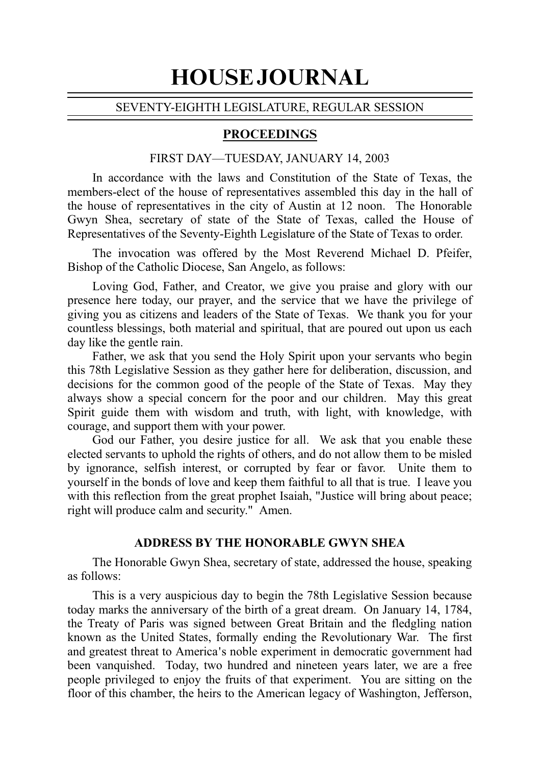# HOUSE JOURNAL

SEVENTY-EIGHTH LEGISLATURE, REGULAR SESSION

## PROCEEDINGS

FIRST DAY—TUESDAY, JANUARY 14, 2003

In accordance with the laws and Constitution of the State of Texas, the members-elect of the house of representatives assembled this day in the hall of the house of representatives in the city of Austin at 12 noon. The Honorable Gwyn Shea, secretary of state of the State of Texas, called the House of Representatives of the Seventy-Eighth Legislature of the State of Texas to order.

The invocation was offered by the Most Reverend Michael D. Pfeifer, Bishop of the Catholic Diocese, San Angelo, as follows:

Loving God, Father, and Creator, we give you praise and glory with our presence here today, our prayer, and the service that we have the privilege of giving you as citizens and leaders of the State of Texas. We thank you for your countless blessings, both material and spiritual, that are poured out upon us each day like the gentle rain.

Father, we ask that you send the Holy Spirit upon your servants who begin this 78th Legislative Session as they gather here for deliberation, discussion, and decisions for the common good of the people of the State of Texas. May they always show a special concern for the poor and our children. May this great Spirit guide them with wisdom and truth, with light, with knowledge, with courage, and support them with your power.

God our Father, you desire justice for all. We ask that you enable these elected servants to uphold the rights of others, and do not allow them to be misled by ignorance, selfish interest, or corrupted by fear or favor. Unite them to yourself in the bonds of love and keep them faithful to all that is true. I leave you with this reflection from the great prophet Isaiah, "Justice will bring about peace; right will produce calm and security." Amen.

### ADDRESS BY THE HONORABLE GWYN SHEA

The Honorable Gwyn Shea, secretary of state, addressed the house, speaking as follows:

This is a very auspicious day to begin the 78th Legislative Session because today marks the anniversary of the birth of a great dream. On January 14, 1784, the Treaty of Paris was signed between Great Britain and the fledgling nation known as the United States, formally ending the Revolutionary War. The first and greatest threat to America's noble experiment in democratic government had been vanquished. Today, two hundred and nineteen years later, we are a free people privileged to enjoy the fruits of that experiment. You are sitting on the floor of this chamber, the heirs to the American legacy of Washington, Jefferson,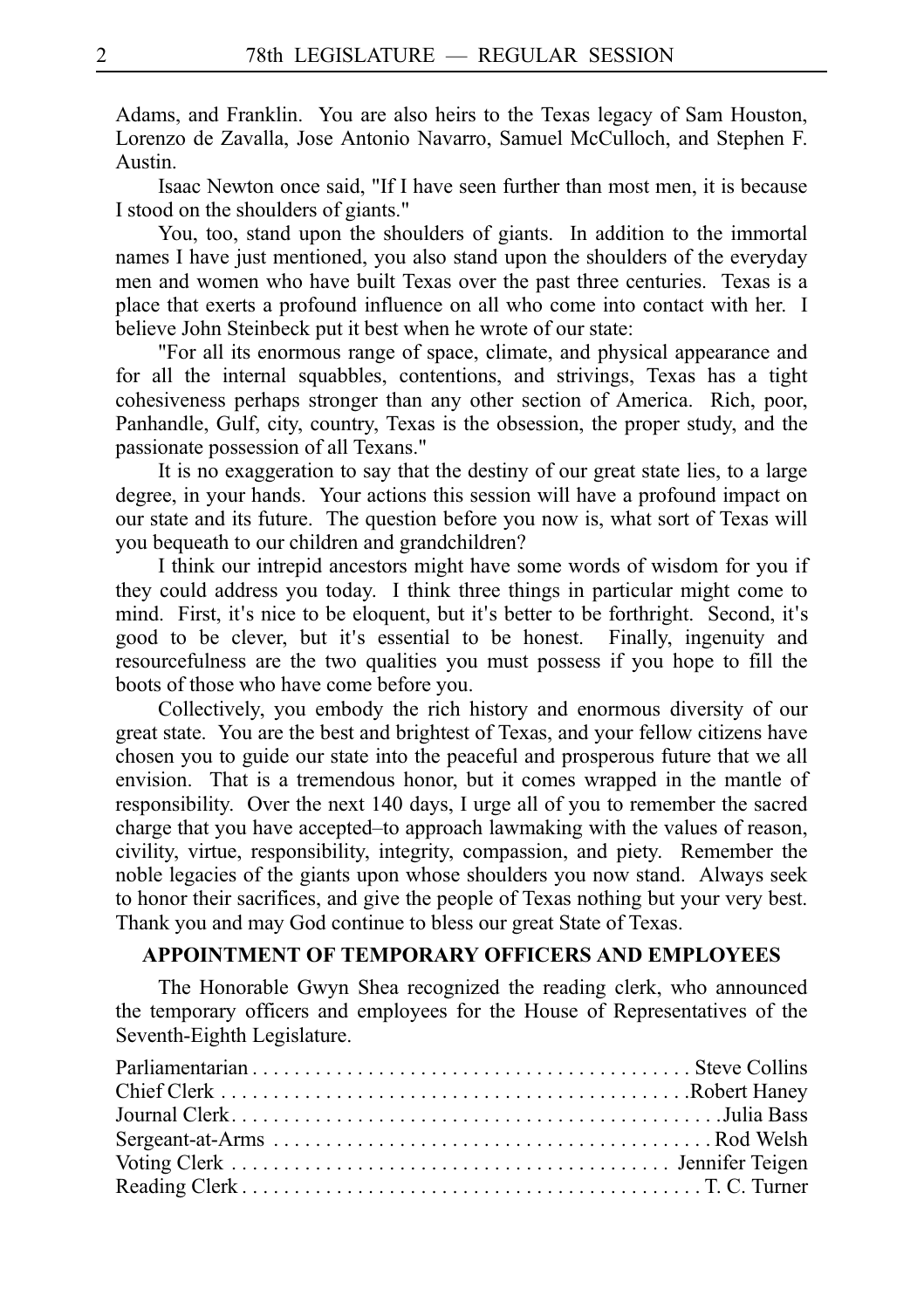Adams, and Franklin. You are also heirs to the Texas legacy of Sam Houston, Lorenzo de Zavalla, Jose Antonio Navarro, Samuel McCulloch, and Stephen F. Austin.

Isaac Newton once said, "If I have seen further than most men, it is because I stood on the shoulders of giants."

You, too, stand upon the shoulders of giants. In addition to the immortal names I have just mentioned, you also stand upon the shoulders of the everyday men and women who have built Texas over the past three centuries. Texas is a place that exerts a profound influence on all who come into contact with her. I believe John Steinbeck put it best when he wrote of our state:

"For all its enormous range of space, climate, and physical appearance and for all the internal squabbles, contentions, and strivings, Texas has a tight cohesiveness perhaps stronger than any other section of America. Rich, poor, Panhandle, Gulf, city, country, Texas is the obsession, the proper study, and the passionate possession of all Texans."

It is no exaggeration to say that the destiny of our great state lies, to a large degree, in your hands. Your actions this session will have a profound impact on our state and its future. The question before you now is, what sort of Texas will you bequeath to our children and grandchildren?

I think our intrepid ancestors might have some words of wisdom for you if they could address you today. I think three things in particular might come to mind. First, it's nice to be eloquent, but it's better to be forthright. Second, it's good to be clever, but it's essential to be honest. Finally, ingenuity and resourcefulness are the two qualities you must possess if you hope to fill the boots of those who have come before you.

Collectively, you embody the rich history and enormous diversity of our great state. You are the best and brightest of Texas, and your fellow citizens have chosen you to guide our state into the peaceful and prosperous future that we all envision. That is a tremendous honor, but it comes wrapped in the mantle of responsibility. Over the next 140 days, I urge all of you to remember the sacred charge that you have accepted–to approach lawmaking with the values of reason, civility, virtue, responsibility, integrity, compassion, and piety. Remember the noble legacies of the giants upon whose shoulders you now stand. Always seek to honor their sacrifices, and give the people of Texas nothing but your very best. Thank you and may God continue to bless our great State of Texas.

## APPOINTMENT OF TEMPORARY OFFICERS AND EMPLOYEES

The Honorable Gwyn Shea recognized the reading clerk, who announced the temporary officers and employees for the House of Representatives of the Seventh-Eighth Legislature.

Parliamentarian . . . . . . . . . . . . . . . . . . . . . . . . . . . . . . . . . . . . . . . . . Steve Collins
Chief Clerk . . . . . . . . . . . . . . . . . . . . . . . . . . . . . . . . . . . . . . . . . . . .Robert Haney
Journal Clerk. . . . . . . . . . . . . . . . . . . . . . . . . . . . . . . . . . . . . . . . . . . . . .Julia Bass
Sergeant-at-Arms . . . . . . . . . . . . . . . . . . . . . . . . . . . . . . . . . . . . . . . . . Rod Welsh
Voting Clerk . . . . . . . . . . . . . . . . . . . . . . . . . . . . . . . . . . . . . . . . . . Jennifer Teigen
Reading Clerk . . . . . . . . . . . . . . . . . . . . . . . . . . . . . . . . . . . . . . . . . . . . T. C. Turner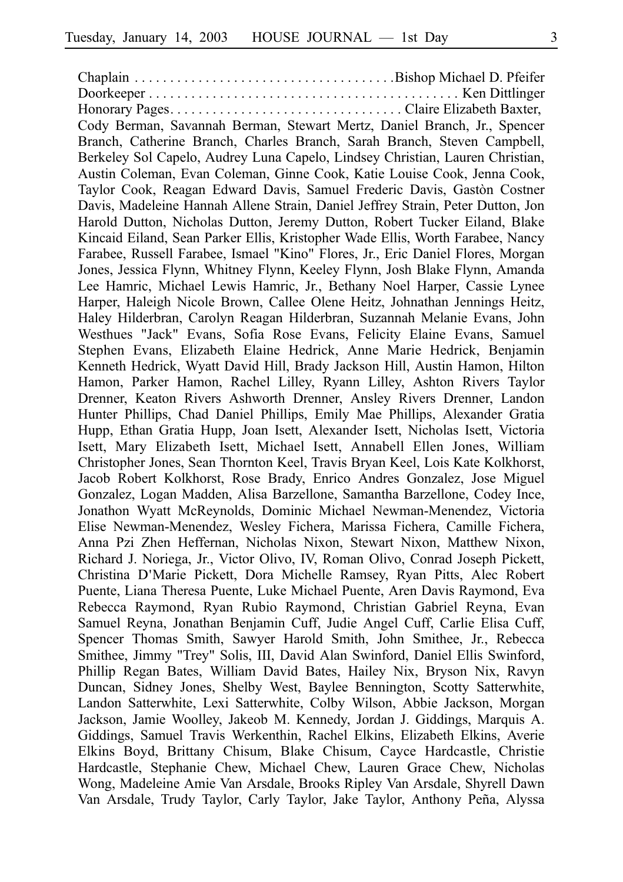Chaplain . . . . . . . . . . . . . . . . . . . . . . . . . . . . . . . . . . . .Bishop Michael D. Pfeifer
Doorkeeper . . . . . . . . . . . . . . . . . . . . . . . . . . . . . . . . . . . . . . . . . . Ken Dittlinger
Honorary Pages. . . . . . . . . . . . . . . . . . . . . . . . . . . . . . . . Claire Elizabeth Baxter, Cody Berman, Savannah Berman, Stewart Mertz, Daniel Branch, Jr., Spencer Branch, Catherine Branch, Charles Branch, Sarah Branch, Steven Campbell, Berkeley Sol Capelo, Audrey Luna Capelo, Lindsey Christian, Lauren Christian, Austin Coleman, Evan Coleman, Ginne Cook, Katie Louise Cook, Jenna Cook, Taylor Cook, Reagan Edward Davis, Samuel Frederic Davis, Gastòn Costner Davis, Madeleine Hannah Allene Strain, Daniel Jeffrey Strain, Peter Dutton, Jon Harold Dutton, Nicholas Dutton, Jeremy Dutton, Robert Tucker Eiland, Blake Kincaid Eiland, Sean Parker Ellis, Kristopher Wade Ellis, Worth Farabee, Nancy Farabee, Russell Farabee, Ismael "Kino" Flores, Jr., Eric Daniel Flores, Morgan Jones, Jessica Flynn, Whitney Flynn, Keeley Flynn, Josh Blake Flynn, Amanda Lee Hamric, Michael Lewis Hamric, Jr., Bethany Noel Harper, Cassie Lynee Harper, Haleigh Nicole Brown, Callee Olene Heitz, Johnathan Jennings Heitz, Haley Hilderbran, Carolyn Reagan Hilderbran, Suzannah Melanie Evans, John Westhues "Jack" Evans, Sofia Rose Evans, Felicity Elaine Evans, Samuel Stephen Evans, Elizabeth Elaine Hedrick, Anne Marie Hedrick, Benjamin Kenneth Hedrick, Wyatt David Hill, Brady Jackson Hill, Austin Hamon, Hilton Hamon, Parker Hamon, Rachel Lilley, Ryann Lilley, Ashton Rivers Taylor Drenner, Keaton Rivers Ashworth Drenner, Ansley Rivers Drenner, Landon Hunter Phillips, Chad Daniel Phillips, Emily Mae Phillips, Alexander Gratia Hupp, Ethan Gratia Hupp, Joan Isett, Alexander Isett, Nicholas Isett, Victoria Isett, Mary Elizabeth Isett, Michael Isett, Annabell Ellen Jones, William Christopher Jones, Sean Thornton Keel, Travis Bryan Keel, Lois Kate Kolkhorst, Jacob Robert Kolkhorst, Rose Brady, Enrico Andres Gonzalez, Jose Miguel Gonzalez, Logan Madden, Alisa Barzellone, Samantha Barzellone, Codey Ince, Jonathon Wyatt McReynolds, Dominic Michael Newman-Menendez, Victoria Elise Newman-Menendez, Wesley Fichera, Marissa Fichera, Camille Fichera, Anna Pzi Zhen Heffernan, Nicholas Nixon, Stewart Nixon, Matthew Nixon, Richard J. Noriega, Jr., Victor Olivo, IV, Roman Olivo, Conrad Joseph Pickett, Christina D'Marie Pickett, Dora Michelle Ramsey, Ryan Pitts, Alec Robert Puente, Liana Theresa Puente, Luke Michael Puente, Aren Davis Raymond, Eva Rebecca Raymond, Ryan Rubio Raymond, Christian Gabriel Reyna, Evan Samuel Reyna, Jonathan Benjamin Cuff, Judie Angel Cuff, Carlie Elisa Cuff, Spencer Thomas Smith, Sawyer Harold Smith, John Smithee, Jr., Rebecca Smithee, Jimmy "Trey" Solis, III, David Alan Swinford, Daniel Ellis Swinford, Phillip Regan Bates, William David Bates, Hailey Nix, Bryson Nix, Ravyn Duncan, Sidney Jones, Shelby West, Baylee Bennington, Scotty Satterwhite, Landon Satterwhite, Lexi Satterwhite, Colby Wilson, Abbie Jackson, Morgan Jackson, Jamie Woolley, Jakeob M. Kennedy, Jordan J. Giddings, Marquis A. Giddings, Samuel Travis Werkenthin, Rachel Elkins, Elizabeth Elkins, Averie Elkins Boyd, Brittany Chisum, Blake Chisum, Cayce Hardcastle, Christie Hardcastle, Stephanie Chew, Michael Chew, Lauren Grace Chew, Nicholas Wong, Madeleine Amie Van Arsdale, Brooks Ripley Van Arsdale, Shyrell Dawn Van Arsdale, Trudy Taylor, Carly Taylor, Jake Taylor, Anthony Peña, Alyssa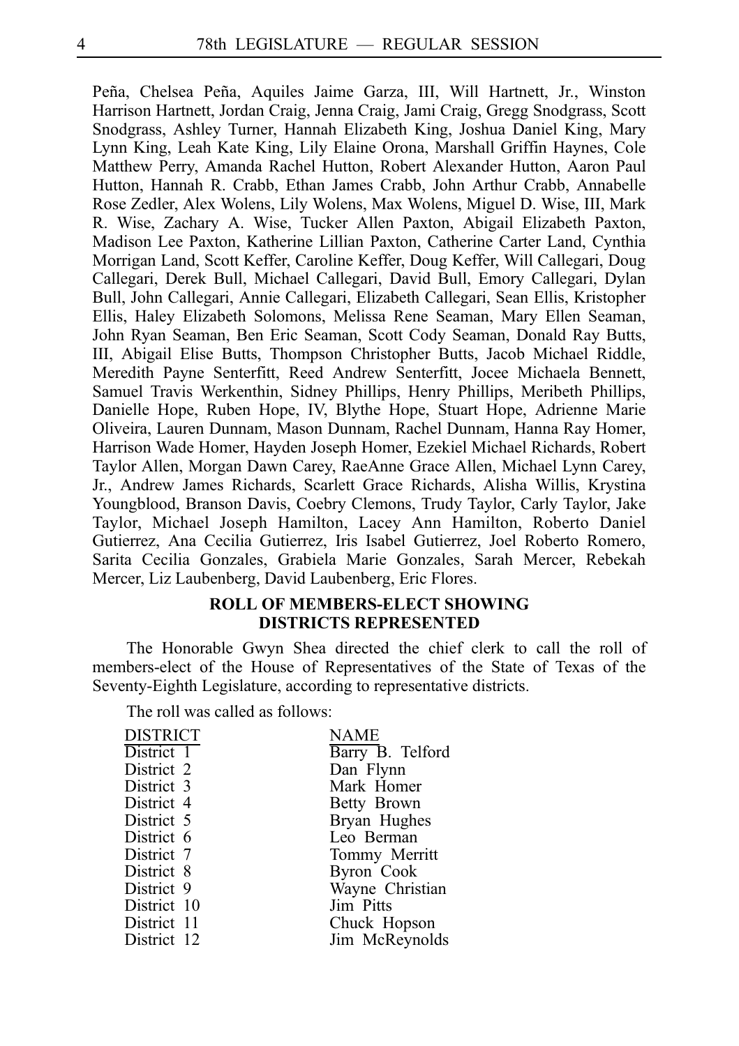Peña, Chelsea Peña, Aquiles Jaime Garza, III, Will Hartnett, Jr., Winston Harrison Hartnett, Jordan Craig, Jenna Craig, Jami Craig, Gregg Snodgrass, Scott Snodgrass, Ashley Turner, Hannah Elizabeth King, Joshua Daniel King, Mary Lynn King, Leah Kate King, Lily Elaine Orona, Marshall Griffin Haynes, Cole Matthew Perry, Amanda Rachel Hutton, Robert Alexander Hutton, Aaron Paul Hutton, Hannah R. Crabb, Ethan James Crabb, John Arthur Crabb, Annabelle Rose Zedler, Alex Wolens, Lily Wolens, Max Wolens, Miguel D. Wise, III, Mark R. Wise, Zachary A. Wise, Tucker Allen Paxton, Abigail Elizabeth Paxton, Madison Lee Paxton, Katherine Lillian Paxton, Catherine Carter Land, Cynthia Morrigan Land, Scott Keffer, Caroline Keffer, Doug Keffer, Will Callegari, Doug Callegari, Derek Bull, Michael Callegari, David Bull, Emory Callegari, Dylan Bull, John Callegari, Annie Callegari, Elizabeth Callegari, Sean Ellis, Kristopher Ellis, Haley Elizabeth Solomons, Melissa Rene Seaman, Mary Ellen Seaman, John Ryan Seaman, Ben Eric Seaman, Scott Cody Seaman, Donald Ray Butts, III, Abigail Elise Butts, Thompson Christopher Butts, Jacob Michael Riddle, Meredith Payne Senterfitt, Reed Andrew Senterfitt, Jocee Michaela Bennett, Samuel Travis Werkenthin, Sidney Phillips, Henry Phillips, Meribeth Phillips, Danielle Hope, Ruben Hope, IV, Blythe Hope, Stuart Hope, Adrienne Marie Oliveira, Lauren Dunnam, Mason Dunnam, Rachel Dunnam, Hanna Ray Homer, Harrison Wade Homer, Hayden Joseph Homer, Ezekiel Michael Richards, Robert Taylor Allen, Morgan Dawn Carey, RaeAnne Grace Allen, Michael Lynn Carey, Jr., Andrew James Richards, Scarlett Grace Richards, Alisha Willis, Krystina Youngblood, Branson Davis, Coebry Clemons, Trudy Taylor, Carly Taylor, Jake Taylor, Michael Joseph Hamilton, Lacey Ann Hamilton, Roberto Daniel Gutierrez, Ana Cecilia Gutierrez, Iris Isabel Gutierrez, Joel Roberto Romero, Sarita Cecilia Gonzales, Grabiela Marie Gonzales, Sarah Mercer, Rebekah Mercer, Liz Laubenberg, David Laubenberg, Eric Flores.

## ROLL OF MEMBERS-ELECT SHOWING DISTRICTS REPRESENTED

The Honorable Gwyn Shea directed the chief clerk to call the roll of members-elect of the House of Representatives of the State of Texas of the Seventy-Eighth Legislature, according to representative districts.

The roll was called as follows:

| DISTRICT | NAME |
|---|---|
| District 1 | Barry B. Telford |
| District 2 | Dan Flynn |
| District 3 | Mark Homer |
| District 4 | Betty Brown |
| District 5 | Bryan Hughes |
| District 6 | Leo Berman |
| District 7 | Tommy Merritt |
| District 8 | Byron Cook |
| District 9 | Wayne Christian |
| District 10 | Jim Pitts |
| District 11 | Chuck Hopson |
| District 12 | Jim McReynolds |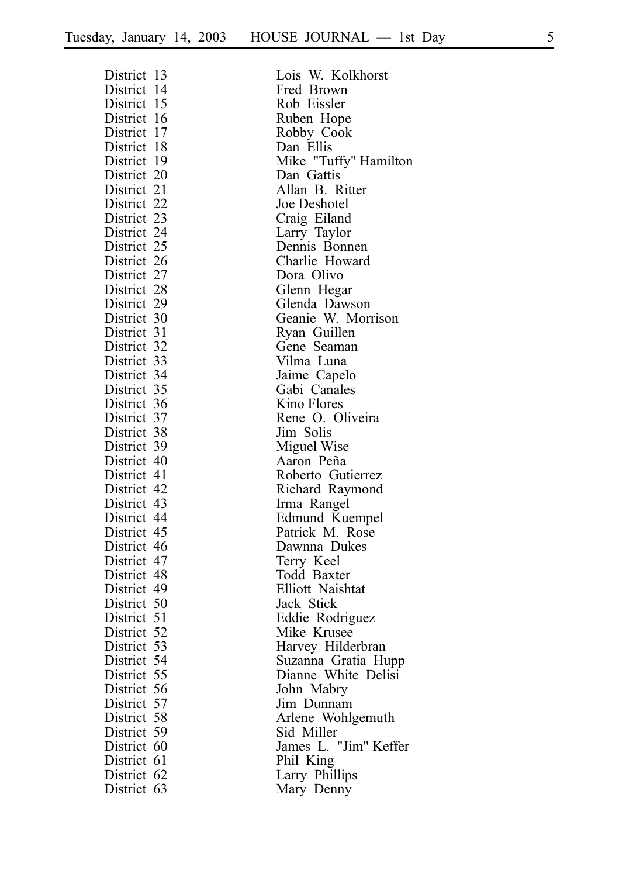| | |
|---|---|
| District 13 | Lois W. Kolkhorst |
| District 14 | Fred Brown |
| District 15 | Rob Eissler |
| District 16 | Ruben Hope |
| District 17 | Robby Cook |
| District 18 | Dan Ellis |
| District 19 | Mike "Tuffy" Hamilton |
| District 20 | Dan Gattis |
| District 21 | Allan B. Ritter |
| District 22 | Joe Deshotel |
| District 23 | Craig Eiland |
| District 24 | Larry Taylor |
| District 25 | Dennis Bonnen |
| District 26 | Charlie Howard |
| District 27 | Dora Olivo |
| District 28 | Glenn Hegar |
| District 29 | Glenda Dawson |
| District 30 | Geanie W. Morrison |
| District 31 | Ryan Guillen |
| District 32 | Gene Seaman |
| District 33 | Vilma Luna |
| District 34 | Jaime Capelo |
| District 35 | Gabi Canales |
| District 36 | Kino Flores |
| District 37 | Rene O. Oliveira |
| District 38 | Jim Solis |
| District 39 | Miguel Wise |
| District 40 | Aaron Peña |
| District 41 | Roberto Gutierrez |
| District 42 | Richard Raymond |
| District 43 | Irma Rangel |
| District 44 | Edmund Kuempel |
| District 45 | Patrick M. Rose |
| District 46 | Dawnna Dukes |
| District 47 | Terry Keel |
| District 48 | Todd Baxter |
| District 49 | Elliott Naishtat |
| District 50 | Jack Stick |
| District 51 | Eddie Rodriguez |
| District 52 | Mike Krusee |
| District 53 | Harvey Hilderbran |
| District 54 | Suzanna Gratia Hupp |
| District 55 | Dianne White Delisi |
| District 56 | John Mabry |
| District 57 | Jim Dunnam |
| District 58 | Arlene Wohlgemuth |
| District 59 | Sid Miller |
| District 60 | James L. "Jim" Keffer |
| District 61 | Phil King |
| District 62 | Larry Phillips |
| District 63 | Mary Denny |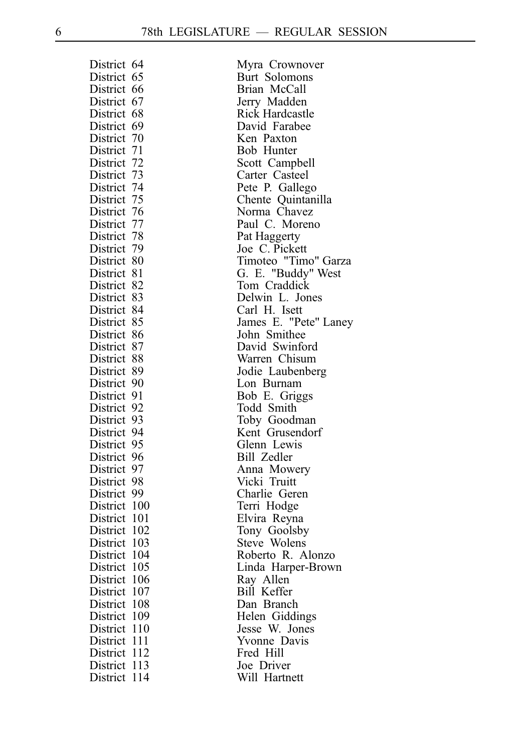| | |
|---|---|
| District 64 | Myra Crownover |
| District 65 | Burt Solomons |
| District 66 | Brian McCall |
| District 67 | Jerry Madden |
| District 68 | Rick Hardcastle |
| District 69 | David Farabee |
| District 70 | Ken Paxton |
| District 71 | Bob Hunter |
| District 72 | Scott Campbell |
| District 73 | Carter Casteel |
| District 74 | Pete P. Gallego |
| District 75 | Chente Quintanilla |
| District 76 | Norma Chavez |
| District 77 | Paul C. Moreno |
| District 78 | Pat Haggerty |
| District 79 | Joe C. Pickett |
| District 80 | Timoteo "Timo" Garza |
| District 81 | G. E. "Buddy" West |
| District 82 | Tom Craddick |
| District 83 | Delwin L. Jones |
| District 84 | Carl H. Isett |
| District 85 | James E. "Pete" Laney |
| District 86 | John Smithee |
| District 87 | David Swinford |
| District 88 | Warren Chisum |
| District 89 | Jodie Laubenberg |
| District 90 | Lon Burnam |
| District 91 | Bob E. Griggs |
| District 92 | Todd Smith |
| District 93 | Toby Goodman |
| District 94 | Kent Grusendorf |
| District 95 | Glenn Lewis |
| District 96 | Bill Zedler |
| District 97 | Anna Mowery |
| District 98 | Vicki Truitt |
| District 99 | Charlie Geren |
| District 100 | Terri Hodge |
| District 101 | Elvira Reyna |
| District 102 | Tony Goolsby |
| District 103 | Steve Wolens |
| District 104 | Roberto R. Alonzo |
| District 105 | Linda Harper-Brown |
| District 106 | Ray Allen |
| District 107 | Bill Keffer |
| District 108 | Dan Branch |
| District 109 | Helen Giddings |
| District 110 | Jesse W. Jones |
| District 111 | Yvonne Davis |
| District 112 | Fred Hill |
| District 113 | Joe Driver |
| District 114 | Will Hartnett |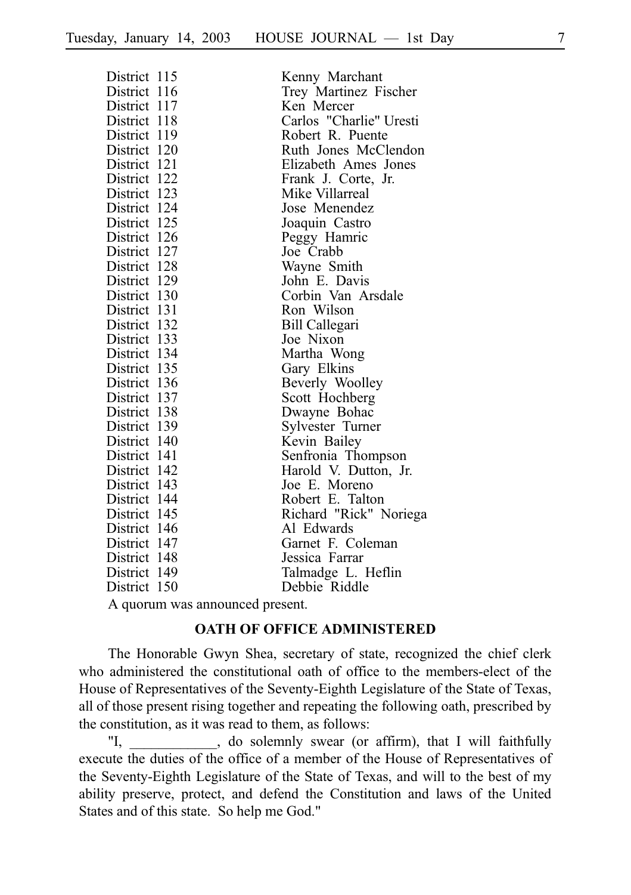| | |
|---|---|
| District 115 | Kenny Marchant |
| District 116 | Trey Martinez Fischer |
| District 117 | Ken Mercer |
| District 118 | Carlos "Charlie" Uresti |
| District 119 | Robert R. Puente |
| District 120 | Ruth Jones McClendon |
| District 121 | Elizabeth Ames Jones |
| District 122 | Frank J. Corte, Jr. |
| District 123 | Mike Villarreal |
| District 124 | Jose Menendez |
| District 125 | Joaquin Castro |
| District 126 | Peggy Hamric |
| District 127 | Joe Crabb |
| District 128 | Wayne Smith |
| District 129 | John E. Davis |
| District 130 | Corbin Van Arsdale |
| District 131 | Ron Wilson |
| District 132 | Bill Callegari |
| District 133 | Joe Nixon |
| District 134 | Martha Wong |
| District 135 | Gary Elkins |
| District 136 | Beverly Woolley |
| District 137 | Scott Hochberg |
| District 138 | Dwayne Bohac |
| District 139 | Sylvester Turner |
| District 140 | Kevin Bailey |
| District 141 | Senfronia Thompson |
| District 142 | Harold V. Dutton, Jr. |
| District 143 | Joe E. Moreno |
| District 144 | Robert E. Talton |
| District 145 | Richard "Rick" Noriega |
| District 146 | Al Edwards |
| District 147 | Garnet F. Coleman |
| District 148 | Jessica Farrar |
| District 149 | Talmadge L. Heflin |
| District 150 | Debbie Riddle |

A quorum was announced present.

**OATH OF OFFICE ADMINISTERED**

The Honorable Gwyn Shea, secretary of state, recognized the chief clerk who administered the constitutional oath of office to the members-elect of the House of Representatives of the Seventy-Eighth Legislature of the State of Texas, all of those present rising together and repeating the following oath, prescribed by the constitution, as it was read to them, as follows:

"I, ____________, do solemnly swear (or affirm), that I will faithfully execute the duties of the office of a member of the House of Representatives of the Seventy-Eighth Legislature of the State of Texas, and will to the best of my ability preserve, protect, and defend the Constitution and laws of the United States and of this state. So help me God."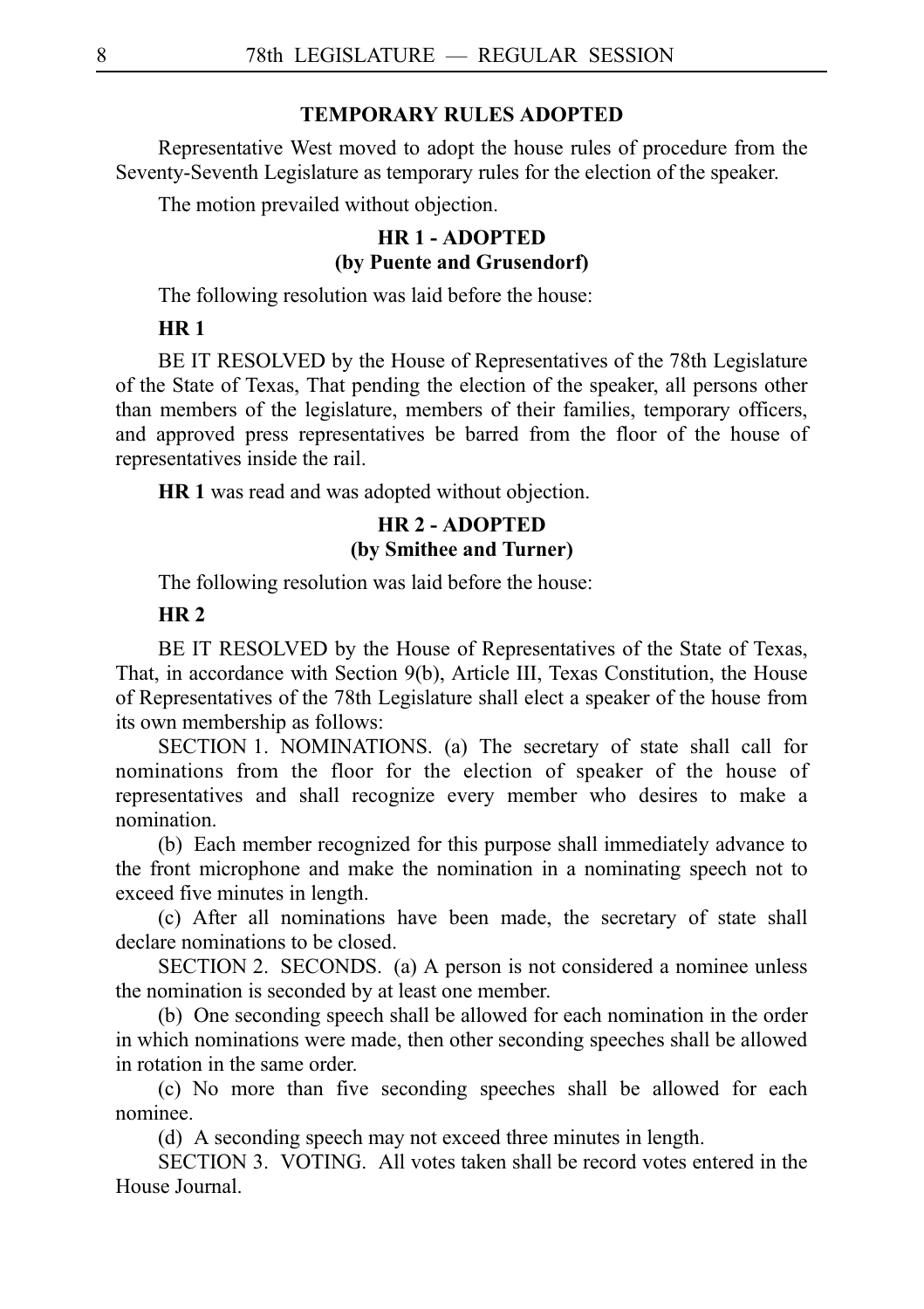## TEMPORARY RULES ADOPTED

Representative West moved to adopt the house rules of procedure from the Seventy-Seventh Legislature as temporary rules for the election of the speaker.

The motion prevailed without objection.

## HR 1 - ADOPTED
## (by Puente and Grusendorf)

The following resolution was laid before the house:

**HR 1**

BE IT RESOLVED by the House of Representatives of the 78th Legislature of the State of Texas, That pending the election of the speaker, all persons other than members of the legislature, members of their families, temporary officers, and approved press representatives be barred from the floor of the house of representatives inside the rail.

**HR 1** was read and was adopted without objection.

## HR 2 - ADOPTED
## (by Smithee and Turner)

The following resolution was laid before the house:

**HR 2**

BE IT RESOLVED by the House of Representatives of the State of Texas, That, in accordance with Section 9(b), Article III, Texas Constitution, the House of Representatives of the 78th Legislature shall elect a speaker of the house from its own membership as follows:

SECTION 1. NOMINATIONS. (a) The secretary of state shall call for nominations from the floor for the election of speaker of the house of representatives and shall recognize every member who desires to make a nomination.

(b) Each member recognized for this purpose shall immediately advance to the front microphone and make the nomination in a nominating speech not to exceed five minutes in length.

(c) After all nominations have been made, the secretary of state shall declare nominations to be closed.

SECTION 2. SECONDS. (a) A person is not considered a nominee unless the nomination is seconded by at least one member.

(b) One seconding speech shall be allowed for each nomination in the order in which nominations were made, then other seconding speeches shall be allowed in rotation in the same order.

(c) No more than five seconding speeches shall be allowed for each nominee.

(d) A seconding speech may not exceed three minutes in length.

SECTION 3. VOTING. All votes taken shall be record votes entered in the House Journal.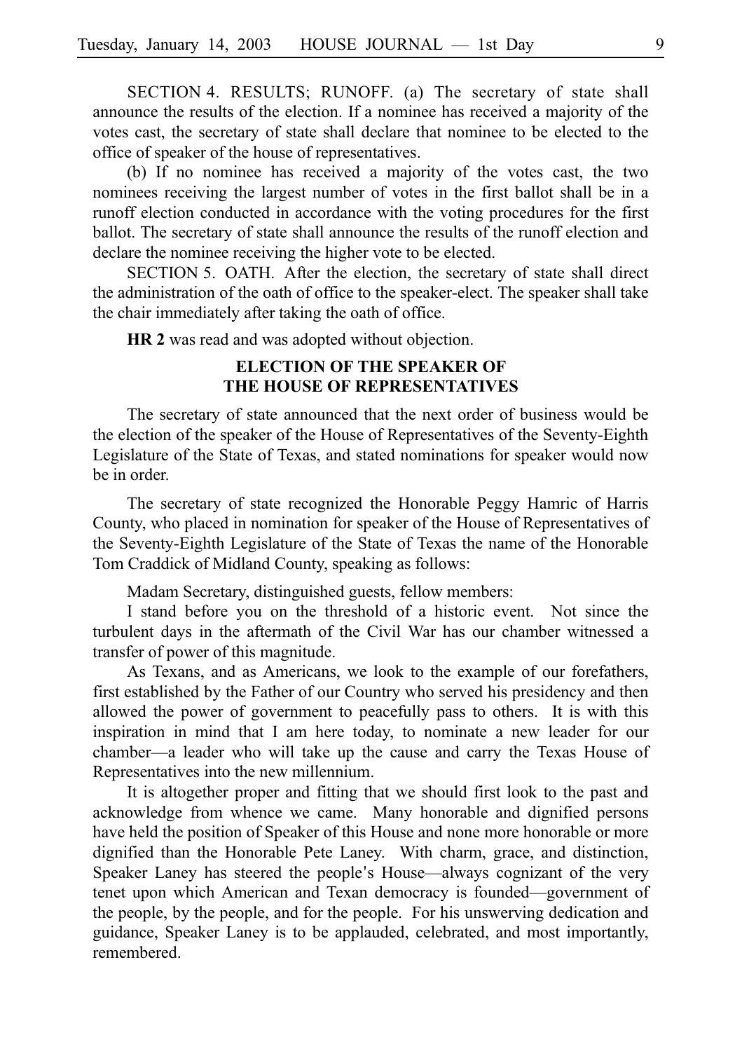SECTION 4. RESULTS; RUNOFF. (a) The secretary of state shall announce the results of the election. If a nominee has received a majority of the votes cast, the secretary of state shall declare that nominee to be elected to the office of speaker of the house of representatives.

(b) If no nominee has received a majority of the votes cast, the two nominees receiving the largest number of votes in the first ballot shall be in a runoff election conducted in accordance with the voting procedures for the first ballot. The secretary of state shall announce the results of the runoff election and declare the nominee receiving the higher vote to be elected.

SECTION 5. OATH. After the election, the secretary of state shall direct the administration of the oath of office to the speaker-elect. The speaker shall take the chair immediately after taking the oath of office.

**HR 2** was read and was adopted without objection.

## ELECTION OF THE SPEAKER OF THE HOUSE OF REPRESENTATIVES

The secretary of state announced that the next order of business would be the election of the speaker of the House of Representatives of the Seventy-Eighth Legislature of the State of Texas, and stated nominations for speaker would now be in order.

The secretary of state recognized the Honorable Peggy Hamric of Harris County, who placed in nomination for speaker of the House of Representatives of the Seventy-Eighth Legislature of the State of Texas the name of the Honorable Tom Craddick of Midland County, speaking as follows:

Madam Secretary, distinguished guests, fellow members:

I stand before you on the threshold of a historic event. Not since the turbulent days in the aftermath of the Civil War has our chamber witnessed a transfer of power of this magnitude.

As Texans, and as Americans, we look to the example of our forefathers, first established by the Father of our Country who served his presidency and then allowed the power of government to peacefully pass to others. It is with this inspiration in mind that I am here today, to nominate a new leader for our chamber—a leader who will take up the cause and carry the Texas House of Representatives into the new millennium.

It is altogether proper and fitting that we should first look to the past and acknowledge from whence we came. Many honorable and dignified persons have held the position of Speaker of this House and none more honorable or more dignified than the Honorable Pete Laney. With charm, grace, and distinction, Speaker Laney has steered the people's House—always cognizant of the very tenet upon which American and Texan democracy is founded—government of the people, by the people, and for the people. For his unswerving dedication and guidance, Speaker Laney is to be applauded, celebrated, and most importantly, remembered.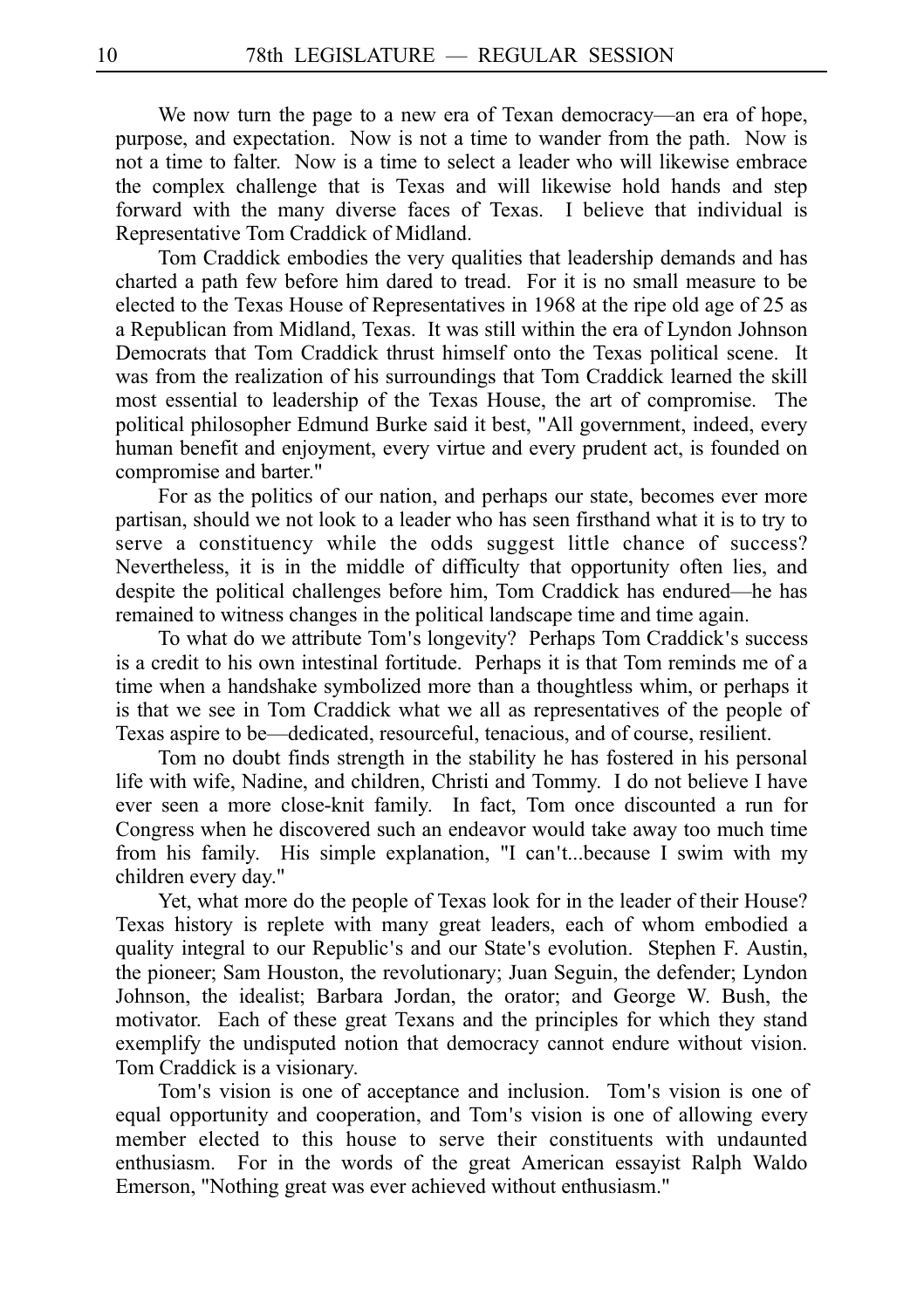We now turn the page to a new era of Texan democracy—an era of hope, purpose, and expectation. Now is not a time to wander from the path. Now is not a time to falter. Now is a time to select a leader who will likewise embrace the complex challenge that is Texas and will likewise hold hands and step forward with the many diverse faces of Texas. I believe that individual is Representative Tom Craddick of Midland.

Tom Craddick embodies the very qualities that leadership demands and has charted a path few before him dared to tread. For it is no small measure to be elected to the Texas House of Representatives in 1968 at the ripe old age of 25 as a Republican from Midland, Texas. It was still within the era of Lyndon Johnson Democrats that Tom Craddick thrust himself onto the Texas political scene. It was from the realization of his surroundings that Tom Craddick learned the skill most essential to leadership of the Texas House, the art of compromise. The political philosopher Edmund Burke said it best, "All government, indeed, every human benefit and enjoyment, every virtue and every prudent act, is founded on compromise and barter."

For as the politics of our nation, and perhaps our state, becomes ever more partisan, should we not look to a leader who has seen firsthand what it is to try to serve a constituency while the odds suggest little chance of success? Nevertheless, it is in the middle of difficulty that opportunity often lies, and despite the political challenges before him, Tom Craddick has endured—he has remained to witness changes in the political landscape time and time again.

To what do we attribute Tom's longevity? Perhaps Tom Craddick's success is a credit to his own intestinal fortitude. Perhaps it is that Tom reminds me of a time when a handshake symbolized more than a thoughtless whim, or perhaps it is that we see in Tom Craddick what we all as representatives of the people of Texas aspire to be—dedicated, resourceful, tenacious, and of course, resilient.

Tom no doubt finds strength in the stability he has fostered in his personal life with wife, Nadine, and children, Christi and Tommy. I do not believe I have ever seen a more close-knit family. In fact, Tom once discounted a run for Congress when he discovered such an endeavor would take away too much time from his family. His simple explanation, "I can't...because I swim with my children every day."

Yet, what more do the people of Texas look for in the leader of their House? Texas history is replete with many great leaders, each of whom embodied a quality integral to our Republic's and our State's evolution. Stephen F. Austin, the pioneer; Sam Houston, the revolutionary; Juan Seguin, the defender; Lyndon Johnson, the idealist; Barbara Jordan, the orator; and George W. Bush, the motivator. Each of these great Texans and the principles for which they stand exemplify the undisputed notion that democracy cannot endure without vision. Tom Craddick is a visionary.

Tom's vision is one of acceptance and inclusion. Tom's vision is one of equal opportunity and cooperation, and Tom's vision is one of allowing every member elected to this house to serve their constituents with undaunted enthusiasm. For in the words of the great American essayist Ralph Waldo Emerson, "Nothing great was ever achieved without enthusiasm."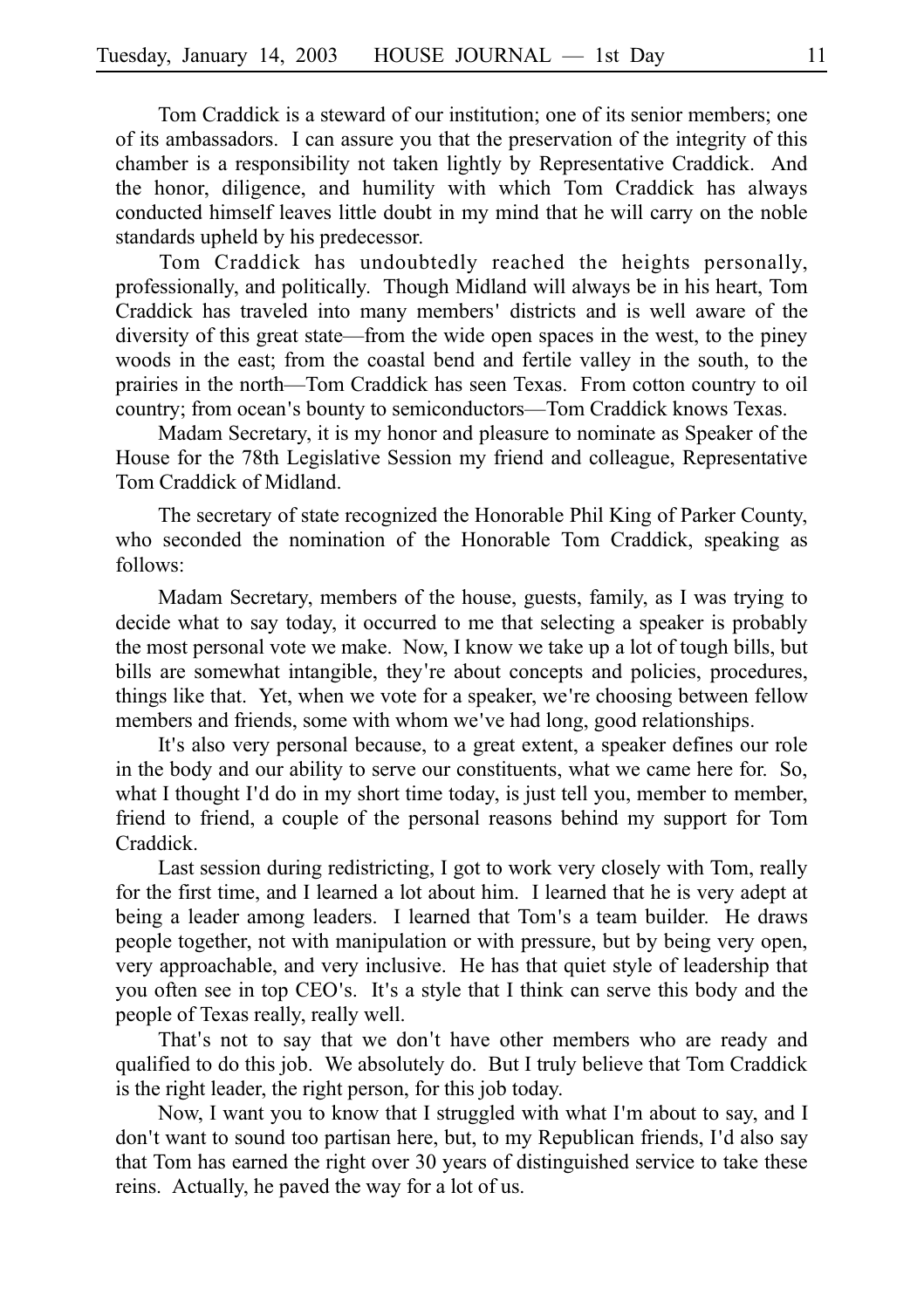Tom Craddick is a steward of our institution; one of its senior members; one of its ambassadors. I can assure you that the preservation of the integrity of this chamber is a responsibility not taken lightly by Representative Craddick. And the honor, diligence, and humility with which Tom Craddick has always conducted himself leaves little doubt in my mind that he will carry on the noble standards upheld by his predecessor.

Tom Craddick has undoubtedly reached the heights personally, professionally, and politically. Though Midland will always be in his heart, Tom Craddick has traveled into many members' districts and is well aware of the diversity of this great state—from the wide open spaces in the west, to the piney woods in the east; from the coastal bend and fertile valley in the south, to the prairies in the north—Tom Craddick has seen Texas. From cotton country to oil country; from ocean's bounty to semiconductors—Tom Craddick knows Texas.

Madam Secretary, it is my honor and pleasure to nominate as Speaker of the House for the 78th Legislative Session my friend and colleague, Representative Tom Craddick of Midland.

The secretary of state recognized the Honorable Phil King of Parker County, who seconded the nomination of the Honorable Tom Craddick, speaking as follows:

Madam Secretary, members of the house, guests, family, as I was trying to decide what to say today, it occurred to me that selecting a speaker is probably the most personal vote we make. Now, I know we take up a lot of tough bills, but bills are somewhat intangible, they're about concepts and policies, procedures, things like that. Yet, when we vote for a speaker, we're choosing between fellow members and friends, some with whom we've had long, good relationships.

It's also very personal because, to a great extent, a speaker defines our role in the body and our ability to serve our constituents, what we came here for. So, what I thought I'd do in my short time today, is just tell you, member to member, friend to friend, a couple of the personal reasons behind my support for Tom Craddick.

Last session during redistricting, I got to work very closely with Tom, really for the first time, and I learned a lot about him. I learned that he is very adept at being a leader among leaders. I learned that Tom's a team builder. He draws people together, not with manipulation or with pressure, but by being very open, very approachable, and very inclusive. He has that quiet style of leadership that you often see in top CEO's. It's a style that I think can serve this body and the people of Texas really, really well.

That's not to say that we don't have other members who are ready and qualified to do this job. We absolutely do. But I truly believe that Tom Craddick is the right leader, the right person, for this job today.

Now, I want you to know that I struggled with what I'm about to say, and I don't want to sound too partisan here, but, to my Republican friends, I'd also say that Tom has earned the right over 30 years of distinguished service to take these reins. Actually, he paved the way for a lot of us.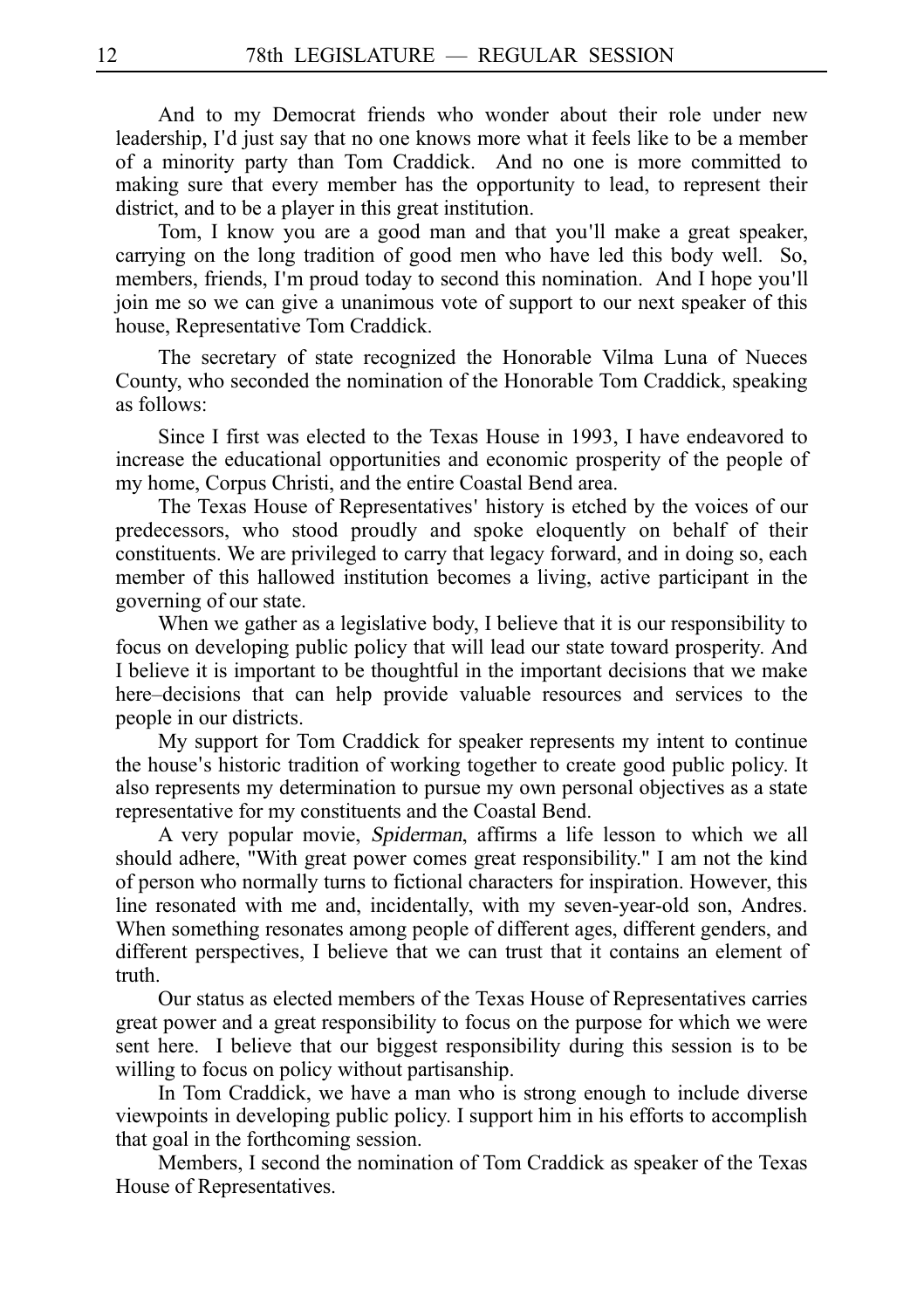And to my Democrat friends who wonder about their role under new leadership, I'd just say that no one knows more what it feels like to be a member of a minority party than Tom Craddick. And no one is more committed to making sure that every member has the opportunity to lead, to represent their district, and to be a player in this great institution.

Tom, I know you are a good man and that you'll make a great speaker, carrying on the long tradition of good men who have led this body well. So, members, friends, I'm proud today to second this nomination. And I hope you'll join me so we can give a unanimous vote of support to our next speaker of this house, Representative Tom Craddick.

The secretary of state recognized the Honorable Vilma Luna of Nueces County, who seconded the nomination of the Honorable Tom Craddick, speaking as follows:

Since I first was elected to the Texas House in 1993, I have endeavored to increase the educational opportunities and economic prosperity of the people of my home, Corpus Christi, and the entire Coastal Bend area.

The Texas House of Representatives' history is etched by the voices of our predecessors, who stood proudly and spoke eloquently on behalf of their constituents. We are privileged to carry that legacy forward, and in doing so, each member of this hallowed institution becomes a living, active participant in the governing of our state.

When we gather as a legislative body, I believe that it is our responsibility to focus on developing public policy that will lead our state toward prosperity. And I believe it is important to be thoughtful in the important decisions that we make here–decisions that can help provide valuable resources and services to the people in our districts.

My support for Tom Craddick for speaker represents my intent to continue the house's historic tradition of working together to create good public policy. It also represents my determination to pursue my own personal objectives as a state representative for my constituents and the Coastal Bend.

A very popular movie, *Spiderman*, affirms a life lesson to which we all should adhere, "With great power comes great responsibility." I am not the kind of person who normally turns to fictional characters for inspiration. However, this line resonated with me and, incidentally, with my seven-year-old son, Andres. When something resonates among people of different ages, different genders, and different perspectives, I believe that we can trust that it contains an element of truth.

Our status as elected members of the Texas House of Representatives carries great power and a great responsibility to focus on the purpose for which we were sent here. I believe that our biggest responsibility during this session is to be willing to focus on policy without partisanship.

In Tom Craddick, we have a man who is strong enough to include diverse viewpoints in developing public policy. I support him in his efforts to accomplish that goal in the forthcoming session.

Members, I second the nomination of Tom Craddick as speaker of the Texas House of Representatives.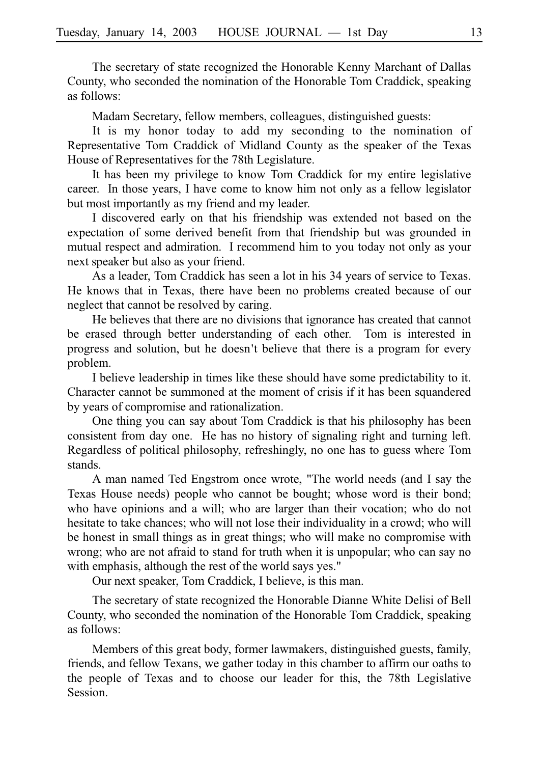The secretary of state recognized the Honorable Kenny Marchant of Dallas County, who seconded the nomination of the Honorable Tom Craddick, speaking as follows:

Madam Secretary, fellow members, colleagues, distinguished guests:

It is my honor today to add my seconding to the nomination of Representative Tom Craddick of Midland County as the speaker of the Texas House of Representatives for the 78th Legislature.

It has been my privilege to know Tom Craddick for my entire legislative career. In those years, I have come to know him not only as a fellow legislator but most importantly as my friend and my leader.

I discovered early on that his friendship was extended not based on the expectation of some derived benefit from that friendship but was grounded in mutual respect and admiration. I recommend him to you today not only as your next speaker but also as your friend.

As a leader, Tom Craddick has seen a lot in his 34 years of service to Texas. He knows that in Texas, there have been no problems created because of our neglect that cannot be resolved by caring.

He believes that there are no divisions that ignorance has created that cannot be erased through better understanding of each other. Tom is interested in progress and solution, but he doesn't believe that there is a program for every problem.

I believe leadership in times like these should have some predictability to it. Character cannot be summoned at the moment of crisis if it has been squandered by years of compromise and rationalization.

One thing you can say about Tom Craddick is that his philosophy has been consistent from day one. He has no history of signaling right and turning left. Regardless of political philosophy, refreshingly, no one has to guess where Tom stands.

A man named Ted Engstrom once wrote, "The world needs (and I say the Texas House needs) people who cannot be bought; whose word is their bond; who have opinions and a will; who are larger than their vocation; who do not hesitate to take chances; who will not lose their individuality in a crowd; who will be honest in small things as in great things; who will make no compromise with wrong; who are not afraid to stand for truth when it is unpopular; who can say no with emphasis, although the rest of the world says yes."

Our next speaker, Tom Craddick, I believe, is this man.

The secretary of state recognized the Honorable Dianne White Delisi of Bell County, who seconded the nomination of the Honorable Tom Craddick, speaking as follows:

Members of this great body, former lawmakers, distinguished guests, family, friends, and fellow Texans, we gather today in this chamber to affirm our oaths to the people of Texas and to choose our leader for this, the 78th Legislative Session.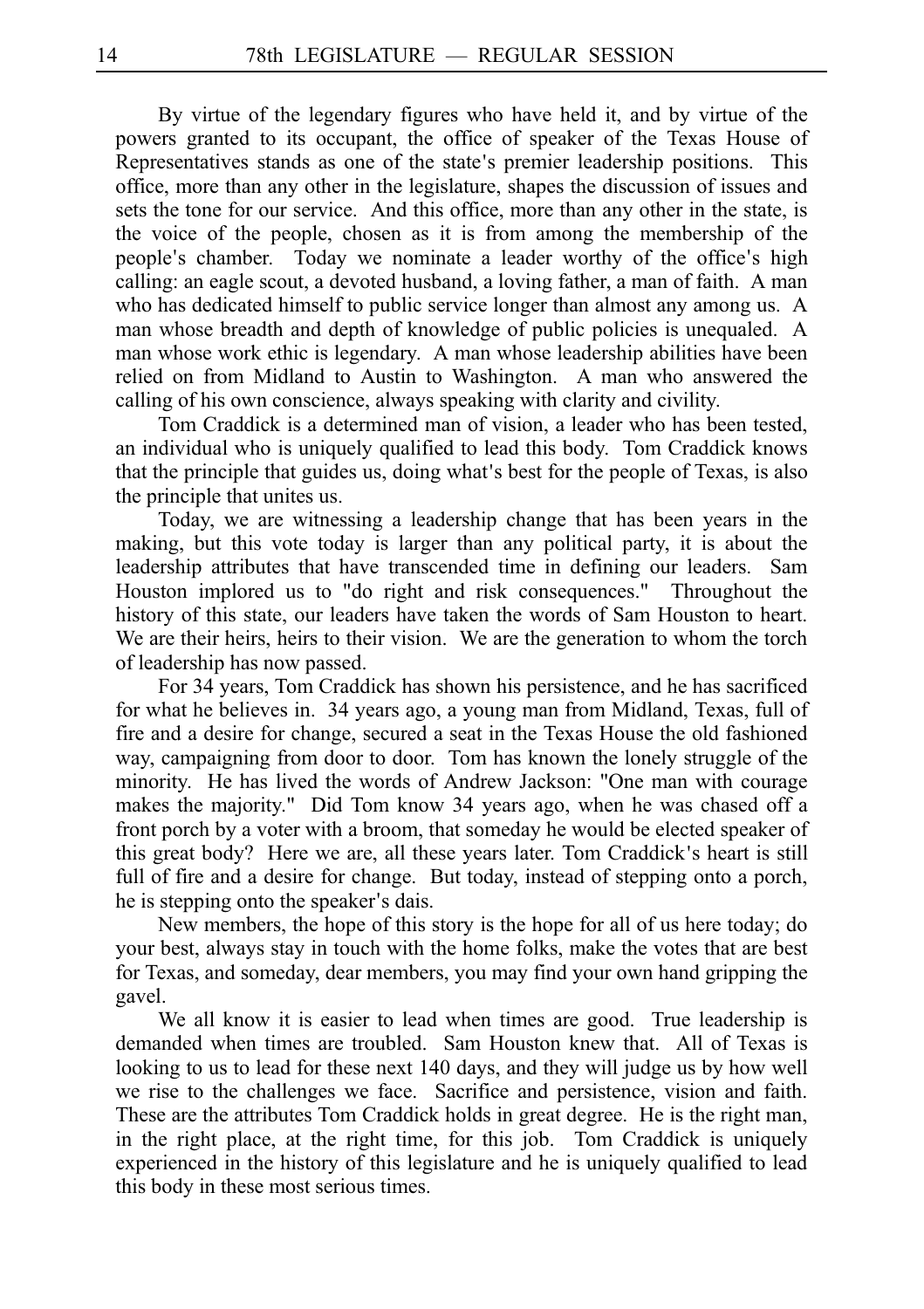By virtue of the legendary figures who have held it, and by virtue of the powers granted to its occupant, the office of speaker of the Texas House of Representatives stands as one of the state's premier leadership positions. This office, more than any other in the legislature, shapes the discussion of issues and sets the tone for our service. And this office, more than any other in the state, is the voice of the people, chosen as it is from among the membership of the people's chamber. Today we nominate a leader worthy of the office's high calling: an eagle scout, a devoted husband, a loving father, a man of faith. A man who has dedicated himself to public service longer than almost any among us. A man whose breadth and depth of knowledge of public policies is unequaled. A man whose work ethic is legendary. A man whose leadership abilities have been relied on from Midland to Austin to Washington. A man who answered the calling of his own conscience, always speaking with clarity and civility.

Tom Craddick is a determined man of vision, a leader who has been tested, an individual who is uniquely qualified to lead this body. Tom Craddick knows that the principle that guides us, doing what's best for the people of Texas, is also the principle that unites us.

Today, we are witnessing a leadership change that has been years in the making, but this vote today is larger than any political party, it is about the leadership attributes that have transcended time in defining our leaders. Sam Houston implored us to "do right and risk consequences." Throughout the history of this state, our leaders have taken the words of Sam Houston to heart. We are their heirs, heirs to their vision. We are the generation to whom the torch of leadership has now passed.

For 34 years, Tom Craddick has shown his persistence, and he has sacrificed for what he believes in. 34 years ago, a young man from Midland, Texas, full of fire and a desire for change, secured a seat in the Texas House the old fashioned way, campaigning from door to door. Tom has known the lonely struggle of the minority. He has lived the words of Andrew Jackson: "One man with courage makes the majority." Did Tom know 34 years ago, when he was chased off a front porch by a voter with a broom, that someday he would be elected speaker of this great body? Here we are, all these years later. Tom Craddick's heart is still full of fire and a desire for change. But today, instead of stepping onto a porch, he is stepping onto the speaker's dais.

New members, the hope of this story is the hope for all of us here today; do your best, always stay in touch with the home folks, make the votes that are best for Texas, and someday, dear members, you may find your own hand gripping the gavel.

We all know it is easier to lead when times are good. True leadership is demanded when times are troubled. Sam Houston knew that. All of Texas is looking to us to lead for these next 140 days, and they will judge us by how well we rise to the challenges we face. Sacrifice and persistence, vision and faith. These are the attributes Tom Craddick holds in great degree. He is the right man, in the right place, at the right time, for this job. Tom Craddick is uniquely experienced in the history of this legislature and he is uniquely qualified to lead this body in these most serious times.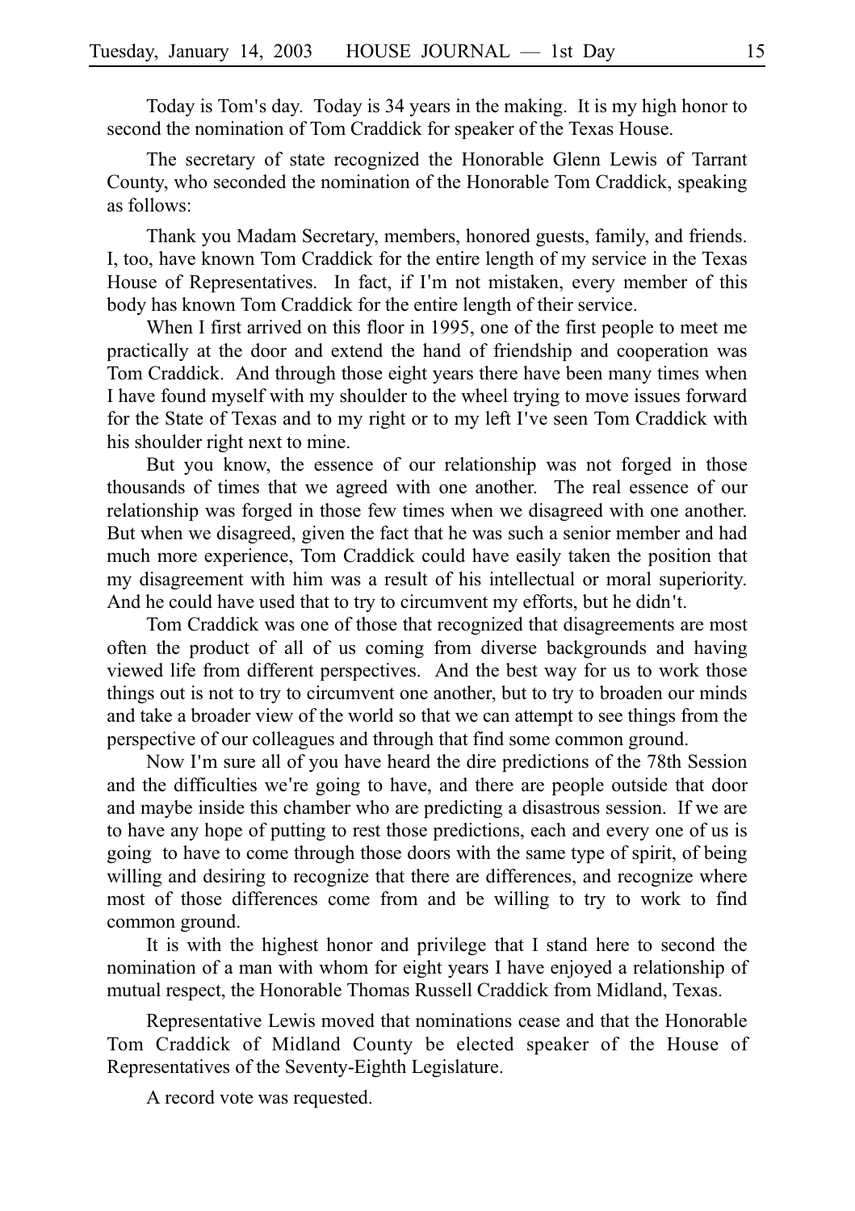Today is Tom's day. Today is 34 years in the making. It is my high honor to second the nomination of Tom Craddick for speaker of the Texas House.

The secretary of state recognized the Honorable Glenn Lewis of Tarrant County, who seconded the nomination of the Honorable Tom Craddick, speaking as follows:

Thank you Madam Secretary, members, honored guests, family, and friends. I, too, have known Tom Craddick for the entire length of my service in the Texas House of Representatives. In fact, if I'm not mistaken, every member of this body has known Tom Craddick for the entire length of their service.

When I first arrived on this floor in 1995, one of the first people to meet me practically at the door and extend the hand of friendship and cooperation was Tom Craddick. And through those eight years there have been many times when I have found myself with my shoulder to the wheel trying to move issues forward for the State of Texas and to my right or to my left I've seen Tom Craddick with his shoulder right next to mine.

But you know, the essence of our relationship was not forged in those thousands of times that we agreed with one another. The real essence of our relationship was forged in those few times when we disagreed with one another. But when we disagreed, given the fact that he was such a senior member and had much more experience, Tom Craddick could have easily taken the position that my disagreement with him was a result of his intellectual or moral superiority. And he could have used that to try to circumvent my efforts, but he didn't.

Tom Craddick was one of those that recognized that disagreements are most often the product of all of us coming from diverse backgrounds and having viewed life from different perspectives. And the best way for us to work those things out is not to try to circumvent one another, but to try to broaden our minds and take a broader view of the world so that we can attempt to see things from the perspective of our colleagues and through that find some common ground.

Now I'm sure all of you have heard the dire predictions of the 78th Session and the difficulties we're going to have, and there are people outside that door and maybe inside this chamber who are predicting a disastrous session. If we are to have any hope of putting to rest those predictions, each and every one of us is going to have to come through those doors with the same type of spirit, of being willing and desiring to recognize that there are differences, and recognize where most of those differences come from and be willing to try to work to find common ground.

It is with the highest honor and privilege that I stand here to second the nomination of a man with whom for eight years I have enjoyed a relationship of mutual respect, the Honorable Thomas Russell Craddick from Midland, Texas.

Representative Lewis moved that nominations cease and that the Honorable Tom Craddick of Midland County be elected speaker of the House of Representatives of the Seventy-Eighth Legislature.

A record vote was requested.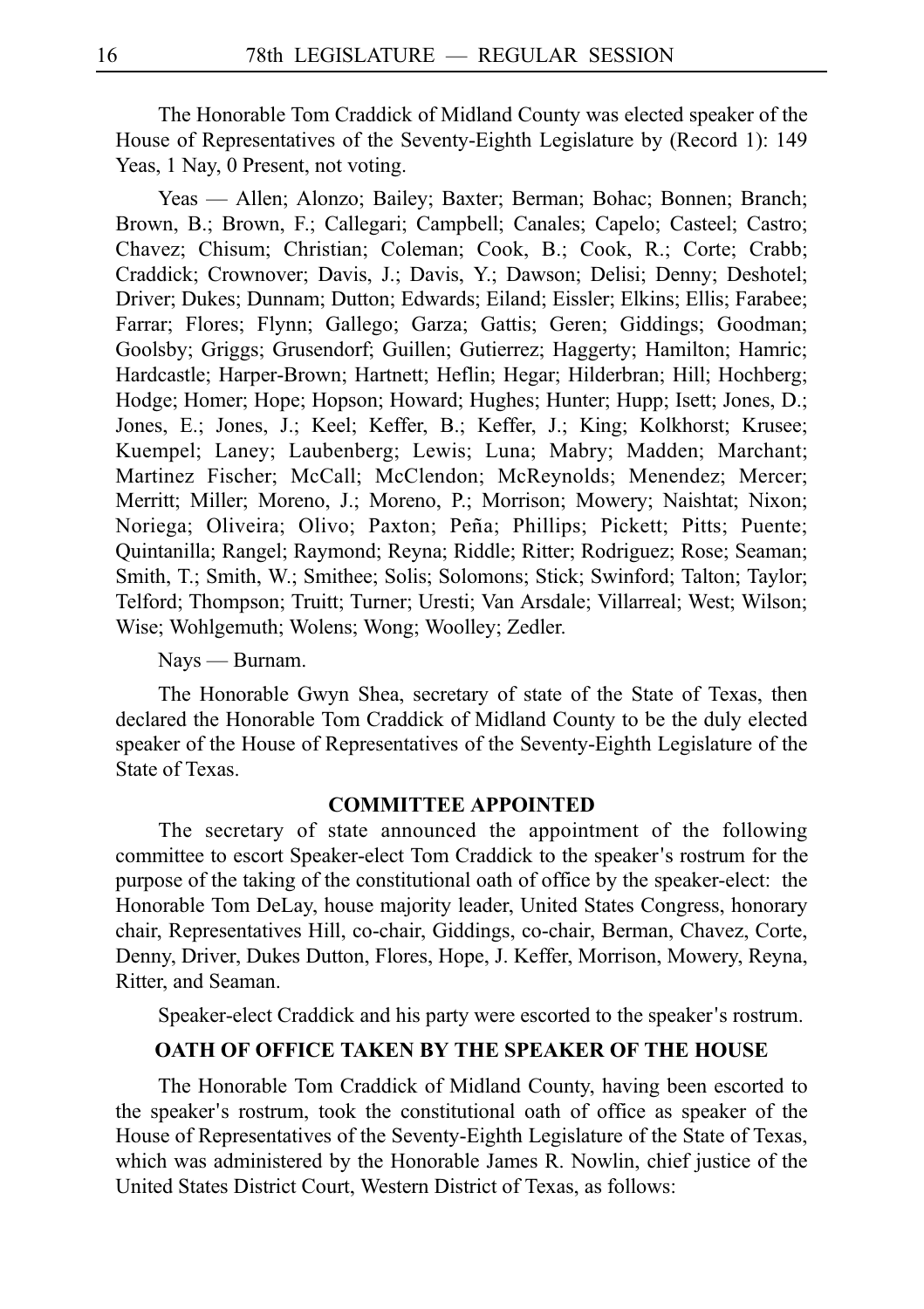The Honorable Tom Craddick of Midland County was elected speaker of the House of Representatives of the Seventy-Eighth Legislature by (Record 1): 149 Yeas, 1 Nay, 0 Present, not voting.

Yeas — Allen; Alonzo; Bailey; Baxter; Berman; Bohac; Bonnen; Branch; Brown, B.; Brown, F.; Callegari; Campbell; Canales; Capelo; Casteel; Castro; Chavez; Chisum; Christian; Coleman; Cook, B.; Cook, R.; Corte; Crabb; Craddick; Crownover; Davis, J.; Davis, Y.; Dawson; Delisi; Denny; Deshotel; Driver; Dukes; Dunnam; Dutton; Edwards; Eiland; Eissler; Elkins; Ellis; Farabee; Farrar; Flores; Flynn; Gallego; Garza; Gattis; Geren; Giddings; Goodman; Goolsby; Griggs; Grusendorf; Guillen; Gutierrez; Haggerty; Hamilton; Hamric; Hardcastle; Harper-Brown; Hartnett; Heflin; Hegar; Hilderbran; Hill; Hochberg; Hodge; Homer; Hope; Hopson; Howard; Hughes; Hunter; Hupp; Isett; Jones, D.; Jones, E.; Jones, J.; Keel; Keffer, B.; Keffer, J.; King; Kolkhorst; Krusee; Kuempel; Laney; Laubenberg; Lewis; Luna; Mabry; Madden; Marchant; Martinez Fischer; McCall; McClendon; McReynolds; Menendez; Mercer; Merritt; Miller; Moreno, J.; Moreno, P.; Morrison; Mowery; Naishtat; Nixon; Noriega; Oliveira; Olivo; Paxton; Peña; Phillips; Pickett; Pitts; Puente; Quintanilla; Rangel; Raymond; Reyna; Riddle; Ritter; Rodriguez; Rose; Seaman; Smith, T.; Smith, W.; Smithee; Solis; Solomons; Stick; Swinford; Talton; Taylor; Telford; Thompson; Truitt; Turner; Uresti; Van Arsdale; Villarreal; West; Wilson; Wise; Wohlgemuth; Wolens; Wong; Woolley; Zedler.

Nays — Burnam.

The Honorable Gwyn Shea, secretary of state of the State of Texas, then declared the Honorable Tom Craddick of Midland County to be the duly elected speaker of the House of Representatives of the Seventy-Eighth Legislature of the State of Texas.

## COMMITTEE APPOINTED

The secretary of state announced the appointment of the following committee to escort Speaker-elect Tom Craddick to the speaker's rostrum for the purpose of the taking of the constitutional oath of office by the speaker-elect: the Honorable Tom DeLay, house majority leader, United States Congress, honorary chair, Representatives Hill, co-chair, Giddings, co-chair, Berman, Chavez, Corte, Denny, Driver, Dukes Dutton, Flores, Hope, J. Keffer, Morrison, Mowery, Reyna, Ritter, and Seaman.

Speaker-elect Craddick and his party were escorted to the speaker's rostrum.

## OATH OF OFFICE TAKEN BY THE SPEAKER OF THE HOUSE

The Honorable Tom Craddick of Midland County, having been escorted to the speaker's rostrum, took the constitutional oath of office as speaker of the House of Representatives of the Seventy-Eighth Legislature of the State of Texas, which was administered by the Honorable James R. Nowlin, chief justice of the United States District Court, Western District of Texas, as follows: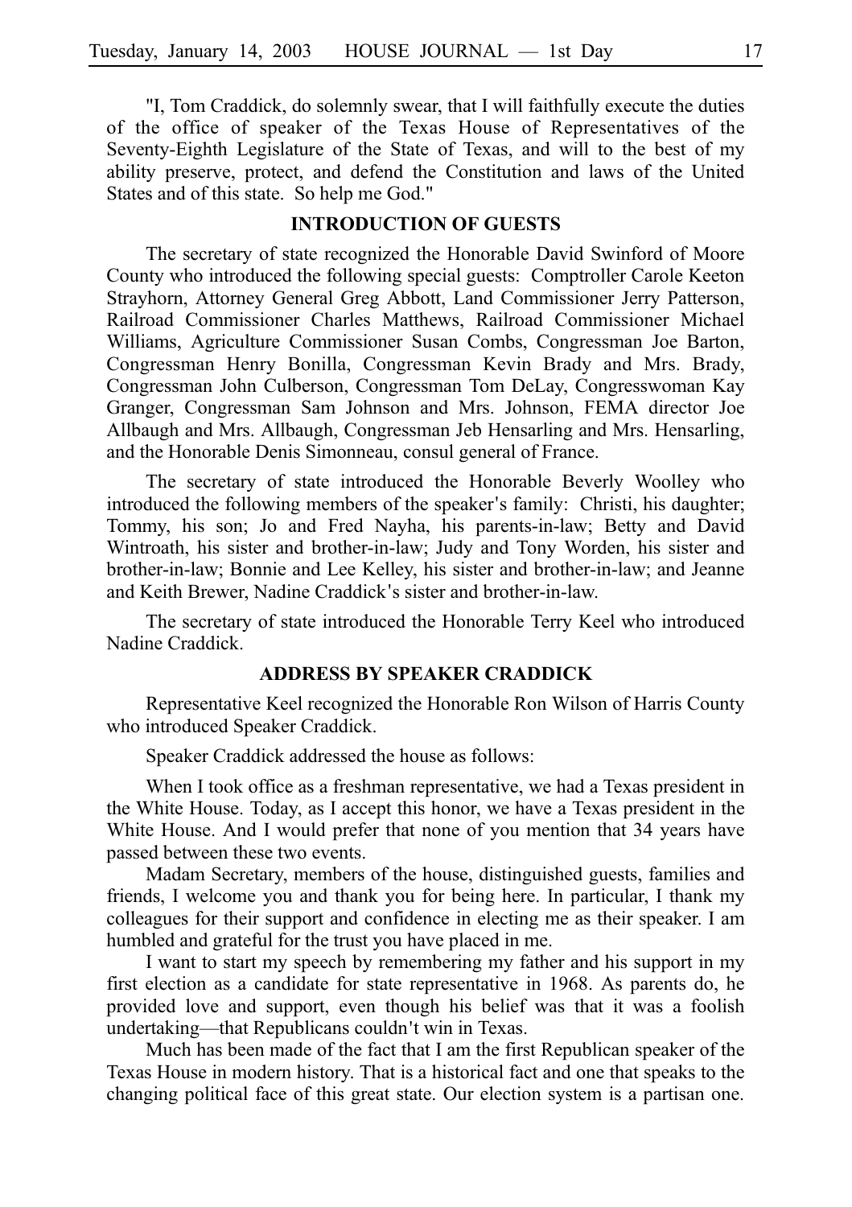"I, Tom Craddick, do solemnly swear, that I will faithfully execute the duties of the office of speaker of the Texas House of Representatives of the Seventy-Eighth Legislature of the State of Texas, and will to the best of my ability preserve, protect, and defend the Constitution and laws of the United States and of this state. So help me God."

## INTRODUCTION OF GUESTS

The secretary of state recognized the Honorable David Swinford of Moore County who introduced the following special guests: Comptroller Carole Keeton Strayhorn, Attorney General Greg Abbott, Land Commissioner Jerry Patterson, Railroad Commissioner Charles Matthews, Railroad Commissioner Michael Williams, Agriculture Commissioner Susan Combs, Congressman Joe Barton, Congressman Henry Bonilla, Congressman Kevin Brady and Mrs. Brady, Congressman John Culberson, Congressman Tom DeLay, Congresswoman Kay Granger, Congressman Sam Johnson and Mrs. Johnson, FEMA director Joe Allbaugh and Mrs. Allbaugh, Congressman Jeb Hensarling and Mrs. Hensarling, and the Honorable Denis Simonneau, consul general of France.

The secretary of state introduced the Honorable Beverly Woolley who introduced the following members of the speaker's family: Christi, his daughter; Tommy, his son; Jo and Fred Nayha, his parents-in-law; Betty and David Wintroath, his sister and brother-in-law; Judy and Tony Worden, his sister and brother-in-law; Bonnie and Lee Kelley, his sister and brother-in-law; and Jeanne and Keith Brewer, Nadine Craddick's sister and brother-in-law.

The secretary of state introduced the Honorable Terry Keel who introduced Nadine Craddick.

## ADDRESS BY SPEAKER CRADDICK

Representative Keel recognized the Honorable Ron Wilson of Harris County who introduced Speaker Craddick.

Speaker Craddick addressed the house as follows:

When I took office as a freshman representative, we had a Texas president in the White House. Today, as I accept this honor, we have a Texas president in the White House. And I would prefer that none of you mention that 34 years have passed between these two events.

Madam Secretary, members of the house, distinguished guests, families and friends, I welcome you and thank you for being here. In particular, I thank my colleagues for their support and confidence in electing me as their speaker. I am humbled and grateful for the trust you have placed in me.

I want to start my speech by remembering my father and his support in my first election as a candidate for state representative in 1968. As parents do, he provided love and support, even though his belief was that it was a foolish undertaking—that Republicans couldn't win in Texas.

Much has been made of the fact that I am the first Republican speaker of the Texas House in modern history. That is a historical fact and one that speaks to the changing political face of this great state. Our election system is a partisan one.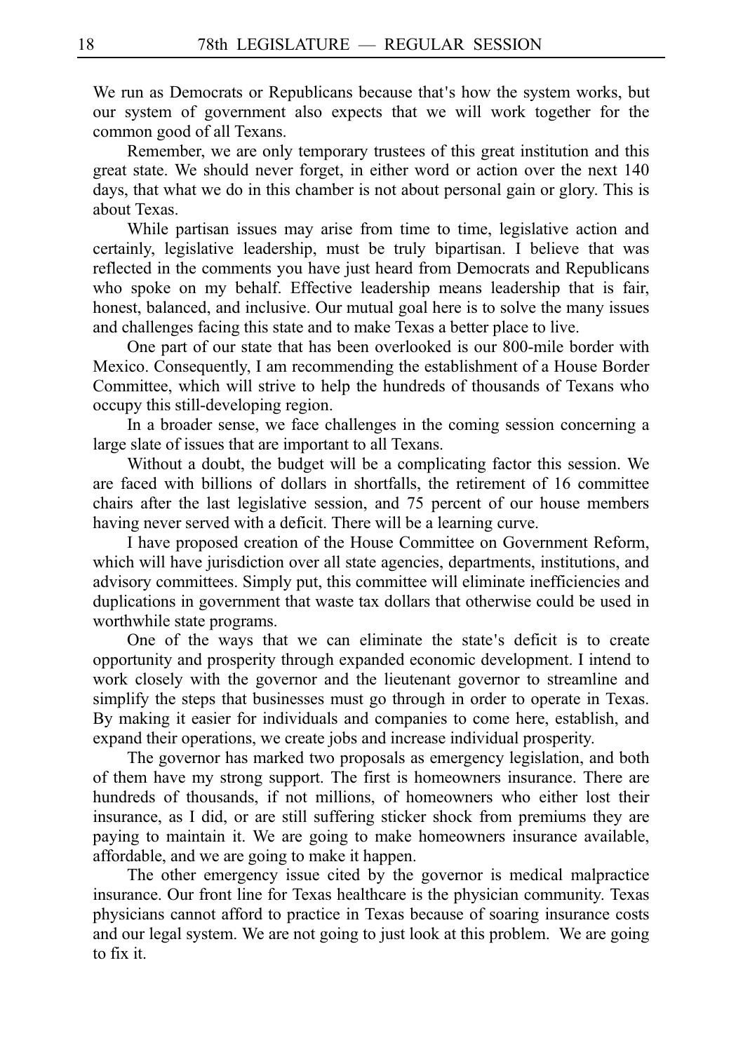We run as Democrats or Republicans because that's how the system works, but our system of government also expects that we will work together for the common good of all Texans.

Remember, we are only temporary trustees of this great institution and this great state. We should never forget, in either word or action over the next 140 days, that what we do in this chamber is not about personal gain or glory. This is about Texas.

While partisan issues may arise from time to time, legislative action and certainly, legislative leadership, must be truly bipartisan. I believe that was reflected in the comments you have just heard from Democrats and Republicans who spoke on my behalf. Effective leadership means leadership that is fair, honest, balanced, and inclusive. Our mutual goal here is to solve the many issues and challenges facing this state and to make Texas a better place to live.

One part of our state that has been overlooked is our 800-mile border with Mexico. Consequently, I am recommending the establishment of a House Border Committee, which will strive to help the hundreds of thousands of Texans who occupy this still-developing region.

In a broader sense, we face challenges in the coming session concerning a large slate of issues that are important to all Texans.

Without a doubt, the budget will be a complicating factor this session. We are faced with billions of dollars in shortfalls, the retirement of 16 committee chairs after the last legislative session, and 75 percent of our house members having never served with a deficit. There will be a learning curve.

I have proposed creation of the House Committee on Government Reform, which will have jurisdiction over all state agencies, departments, institutions, and advisory committees. Simply put, this committee will eliminate inefficiencies and duplications in government that waste tax dollars that otherwise could be used in worthwhile state programs.

One of the ways that we can eliminate the state's deficit is to create opportunity and prosperity through expanded economic development. I intend to work closely with the governor and the lieutenant governor to streamline and simplify the steps that businesses must go through in order to operate in Texas. By making it easier for individuals and companies to come here, establish, and expand their operations, we create jobs and increase individual prosperity.

The governor has marked two proposals as emergency legislation, and both of them have my strong support. The first is homeowners insurance. There are hundreds of thousands, if not millions, of homeowners who either lost their insurance, as I did, or are still suffering sticker shock from premiums they are paying to maintain it. We are going to make homeowners insurance available, affordable, and we are going to make it happen.

The other emergency issue cited by the governor is medical malpractice insurance. Our front line for Texas healthcare is the physician community. Texas physicians cannot afford to practice in Texas because of soaring insurance costs and our legal system. We are not going to just look at this problem. We are going to fix it.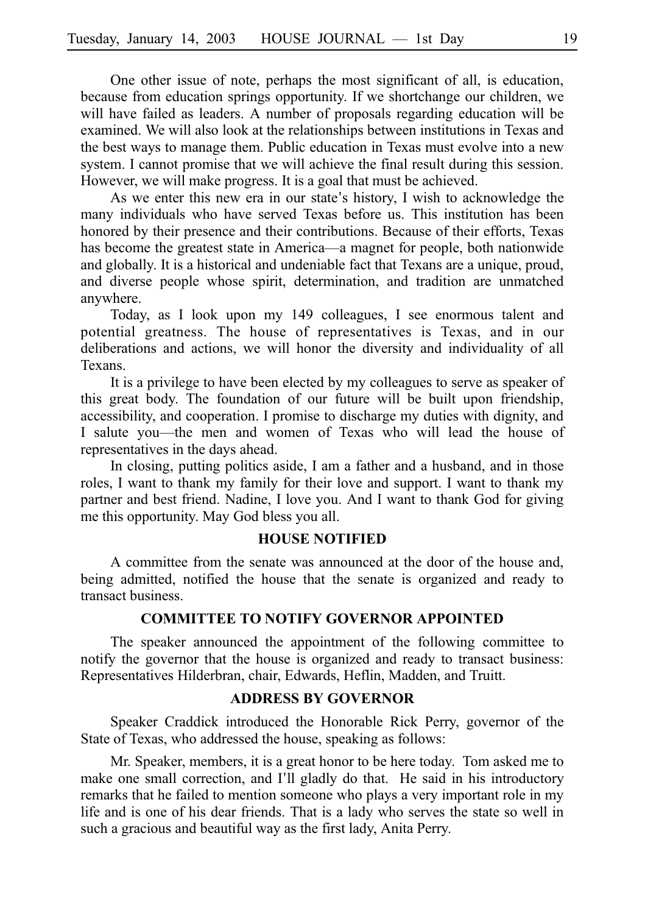One other issue of note, perhaps the most significant of all, is education, because from education springs opportunity. If we shortchange our children, we will have failed as leaders. A number of proposals regarding education will be examined. We will also look at the relationships between institutions in Texas and the best ways to manage them. Public education in Texas must evolve into a new system. I cannot promise that we will achieve the final result during this session. However, we will make progress. It is a goal that must be achieved.

As we enter this new era in our state's history, I wish to acknowledge the many individuals who have served Texas before us. This institution has been honored by their presence and their contributions. Because of their efforts, Texas has become the greatest state in America—a magnet for people, both nationwide and globally. It is a historical and undeniable fact that Texans are a unique, proud, and diverse people whose spirit, determination, and tradition are unmatched anywhere.

Today, as I look upon my 149 colleagues, I see enormous talent and potential greatness. The house of representatives is Texas, and in our deliberations and actions, we will honor the diversity and individuality of all Texans.

It is a privilege to have been elected by my colleagues to serve as speaker of this great body. The foundation of our future will be built upon friendship, accessibility, and cooperation. I promise to discharge my duties with dignity, and I salute you—the men and women of Texas who will lead the house of representatives in the days ahead.

In closing, putting politics aside, I am a father and a husband, and in those roles, I want to thank my family for their love and support. I want to thank my partner and best friend. Nadine, I love you. And I want to thank God for giving me this opportunity. May God bless you all.

## HOUSE NOTIFIED

A committee from the senate was announced at the door of the house and, being admitted, notified the house that the senate is organized and ready to transact business.

## COMMITTEE TO NOTIFY GOVERNOR APPOINTED

The speaker announced the appointment of the following committee to notify the governor that the house is organized and ready to transact business: Representatives Hilderbran, chair, Edwards, Heflin, Madden, and Truitt.

## ADDRESS BY GOVERNOR

Speaker Craddick introduced the Honorable Rick Perry, governor of the State of Texas, who addressed the house, speaking as follows:

Mr. Speaker, members, it is a great honor to be here today. Tom asked me to make one small correction, and I'll gladly do that. He said in his introductory remarks that he failed to mention someone who plays a very important role in my life and is one of his dear friends. That is a lady who serves the state so well in such a gracious and beautiful way as the first lady, Anita Perry.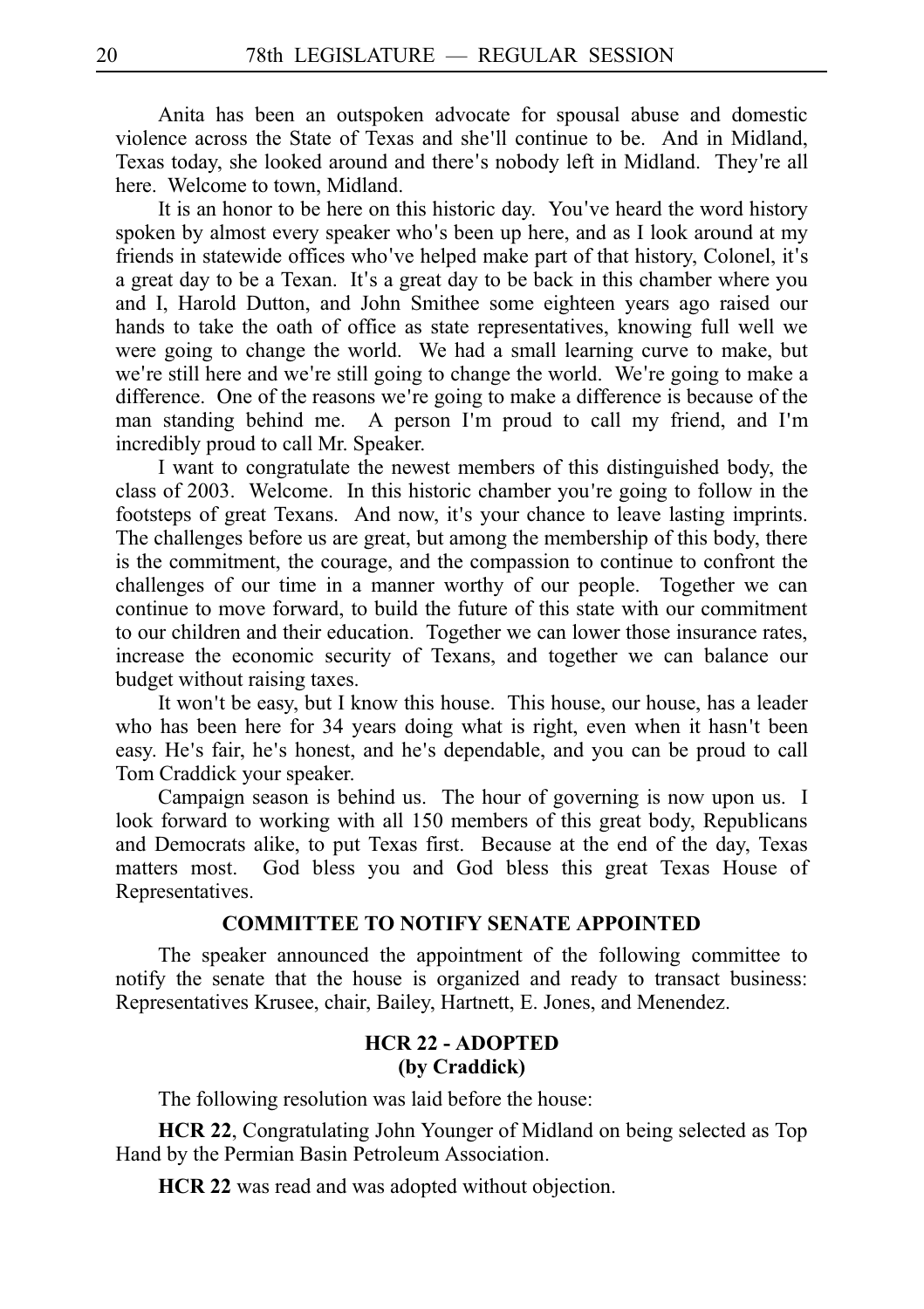Anita has been an outspoken advocate for spousal abuse and domestic violence across the State of Texas and she'll continue to be. And in Midland, Texas today, she looked around and there's nobody left in Midland. They're all here. Welcome to town, Midland.

It is an honor to be here on this historic day. You've heard the word history spoken by almost every speaker who's been up here, and as I look around at my friends in statewide offices who've helped make part of that history, Colonel, it's a great day to be a Texan. It's a great day to be back in this chamber where you and I, Harold Dutton, and John Smithee some eighteen years ago raised our hands to take the oath of office as state representatives, knowing full well we were going to change the world. We had a small learning curve to make, but we're still here and we're still going to change the world. We're going to make a difference. One of the reasons we're going to make a difference is because of the man standing behind me. A person I'm proud to call my friend, and I'm incredibly proud to call Mr. Speaker.

I want to congratulate the newest members of this distinguished body, the class of 2003. Welcome. In this historic chamber you're going to follow in the footsteps of great Texans. And now, it's your chance to leave lasting imprints. The challenges before us are great, but among the membership of this body, there is the commitment, the courage, and the compassion to continue to confront the challenges of our time in a manner worthy of our people. Together we can continue to move forward, to build the future of this state with our commitment to our children and their education. Together we can lower those insurance rates, increase the economic security of Texans, and together we can balance our budget without raising taxes.

It won't be easy, but I know this house. This house, our house, has a leader who has been here for 34 years doing what is right, even when it hasn't been easy. He's fair, he's honest, and he's dependable, and you can be proud to call Tom Craddick your speaker.

Campaign season is behind us. The hour of governing is now upon us. I look forward to working with all 150 members of this great body, Republicans and Democrats alike, to put Texas first. Because at the end of the day, Texas matters most. God bless you and God bless this great Texas House of Representatives.

## COMMITTEE TO NOTIFY SENATE APPOINTED

The speaker announced the appointment of the following committee to notify the senate that the house is organized and ready to transact business: Representatives Krusee, chair, Bailey, Hartnett, E. Jones, and Menendez.

## HCR 22 - ADOPTED
## (by Craddick)

The following resolution was laid before the house:

**HCR 22**, Congratulating John Younger of Midland on being selected as Top Hand by the Permian Basin Petroleum Association.

**HCR 22** was read and was adopted without objection.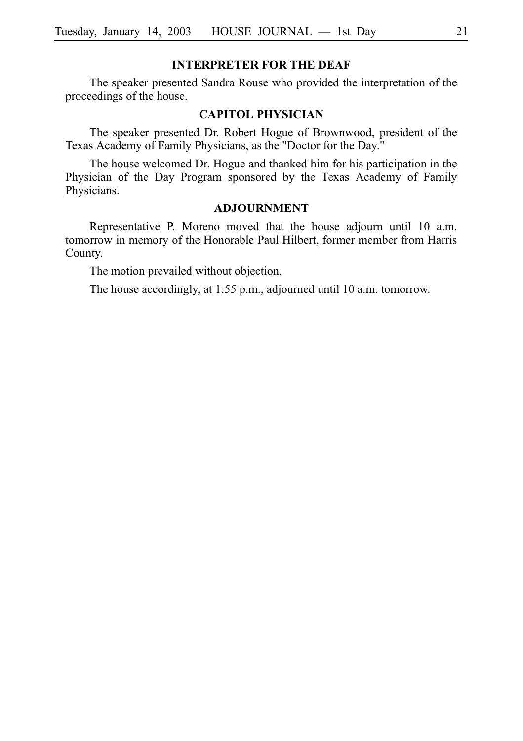## INTERPRETER FOR THE DEAF

The speaker presented Sandra Rouse who provided the interpretation of the proceedings of the house.

## CAPITOL PHYSICIAN

The speaker presented Dr. Robert Hogue of Brownwood, president of the Texas Academy of Family Physicians, as the "Doctor for the Day."

The house welcomed Dr. Hogue and thanked him for his participation in the Physician of the Day Program sponsored by the Texas Academy of Family Physicians.

## ADJOURNMENT

Representative P. Moreno moved that the house adjourn until 10 a.m. tomorrow in memory of the Honorable Paul Hilbert, former member from Harris County.

The motion prevailed without objection.

The house accordingly, at 1:55 p.m., adjourned until 10 a.m. tomorrow.